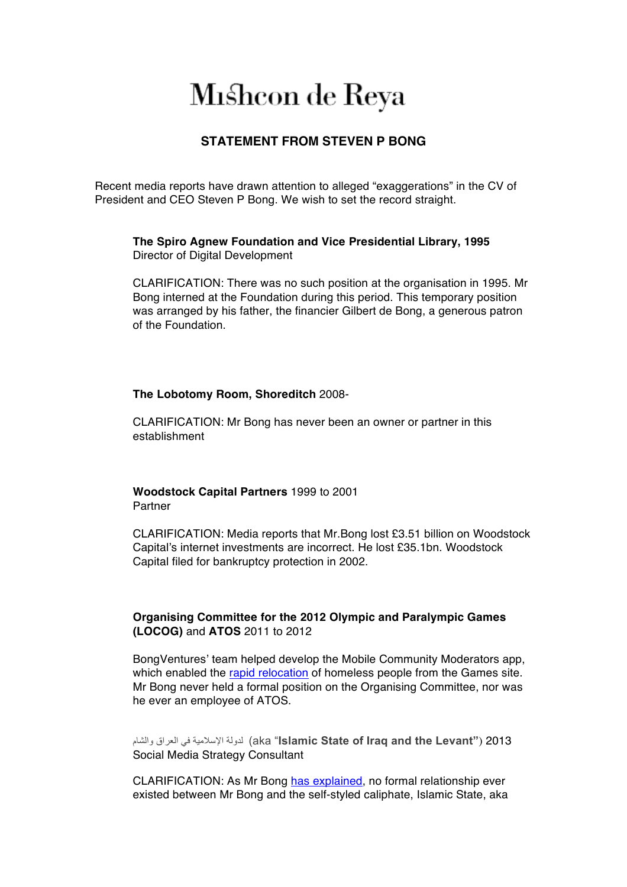# Mishcon de Reya

## STATEMENT FROM STEVEN P BONG

Recent media reports have drawn attention to alleged "exaggerations" in the CV of President and CEO Steven P Bong. We wish to set the record straight.

**The Spiro Agnew Foundation and Vice Presidential Library, 1995**
Director of Digital Development

CLARIFICATION: There was no such position at the organisation in 1995. Mr Bong interned at the Foundation during this period. This temporary position was arranged by his father, the financier Gilbert de Bong, a generous patron of the Foundation.

**The Lobotomy Room, Shoreditch** 2008-

CLARIFICATION: Mr Bong has never been an owner or partner in this establishment

**Woodstock Capital Partners** 1999 to 2001
Partner

CLARIFICATION: Media reports that Mr.Bong lost £3.51 billion on Woodstock Capital's internet investments are incorrect. He lost £35.1bn. Woodstock Capital filed for bankruptcy protection in 2002.

**Organising Committee for the 2012 Olympic and Paralympic Games (LOCOG)** and **ATOS** 2011 to 2012

BongVentures' team helped develop the Mobile Community Moderators app, which enabled the rapid relocation of homeless people from the Games site. Mr Bong never held a formal position on the Organising Committee, nor was he ever an employee of ATOS.

لدولة الإسلامية في العراق والشام (aka "**Islamic State of Iraq and the Levant**") 2013
Social Media Strategy Consultant

CLARIFICATION: As Mr Bong has explained, no formal relationship ever existed between Mr Bong and the self-styled caliphate, Islamic State, aka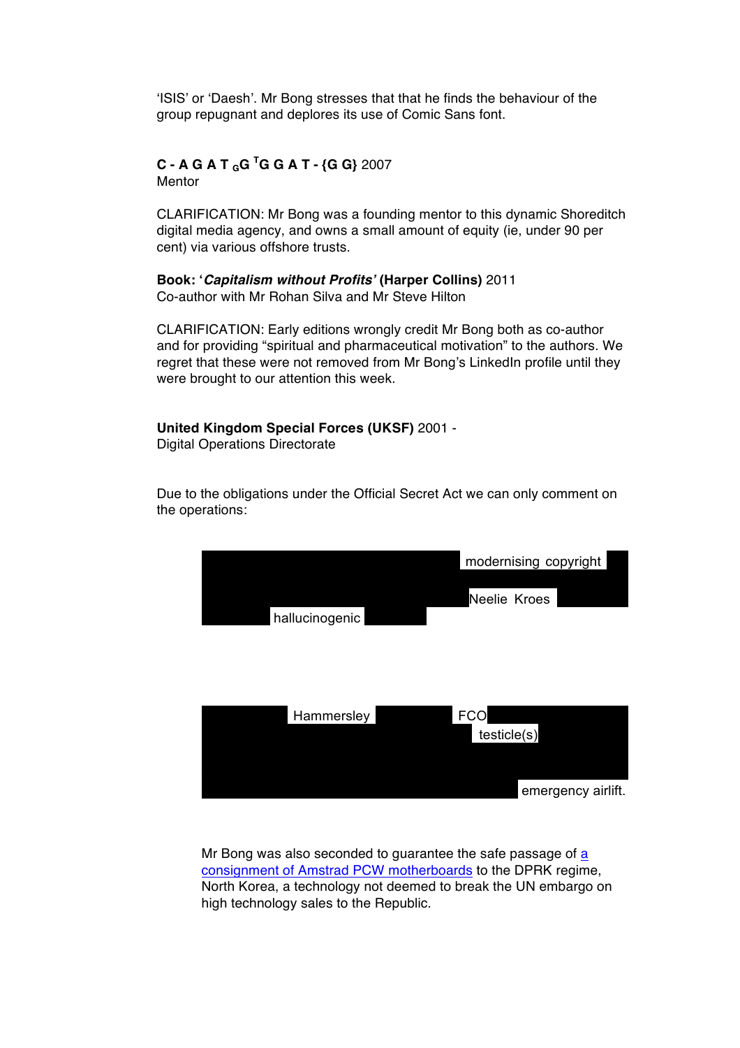'ISIS' or 'Daesh'. Mr Bong stresses that that he finds the behaviour of the group repugnant and deplores its use of Comic Sans font.

**C - A G A T $_{G}$G $^{T}$G G A T - {G G}** 2007
Mentor

CLARIFICATION: Mr Bong was a founding mentor to this dynamic Shoreditch digital media agency, and owns a small amount of equity (ie, under 90 per cent) via various offshore trusts.

**Book: '*Capitalism without Profits*' (Harper Collins)** 2011
Co-author with Mr Rohan Silva and Mr Steve Hilton

CLARIFICATION: Early editions wrongly credit Mr Bong both as co-author and for providing "spiritual and pharmaceutical motivation" to the authors. We regret that these were not removed from Mr Bong's LinkedIn profile until they were brought to our attention this week.

**United Kingdom Special Forces (UKSF)** 2001 -
Digital Operations Directorate

Due to the obligations under the Official Secret Act we can only comment on the operations:

modernising copyright

Neelie Kroes

hallucinogenic

Hammersley FCO

testicle(s)

emergency airlift.

Mr Bong was also seconded to guarantee the safe passage of [a consignment of Amstrad PCW motherboards]() to the DPRK regime, North Korea, a technology not deemed to break the UN embargo on high technology sales to the Republic.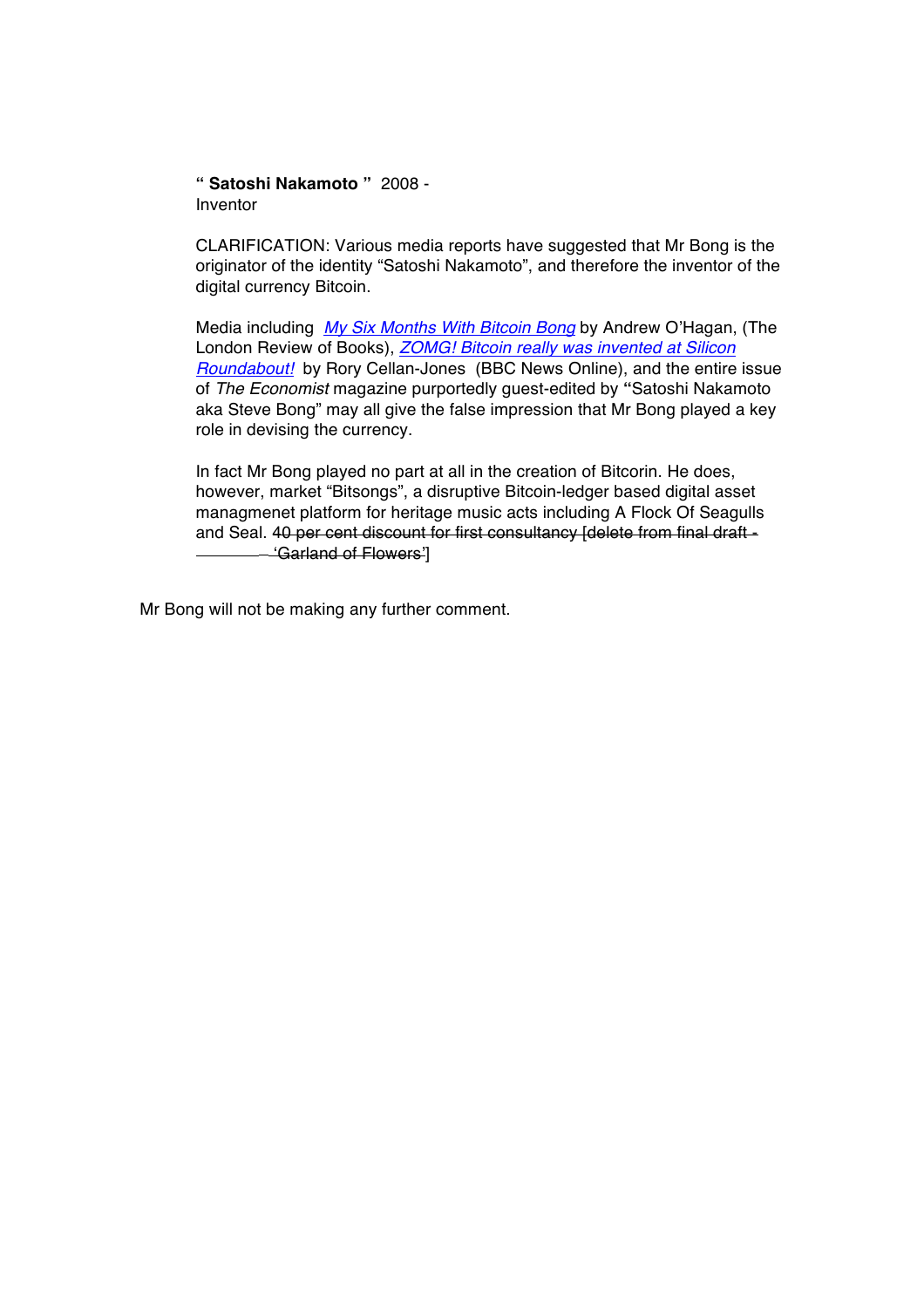**" Satoshi Nakamoto "** 2008 -
Inventor

CLARIFICATION: Various media reports have suggested that Mr Bong is the originator of the identity "Satoshi Nakamoto", and therefore the inventor of the digital currency Bitcoin.

Media including *My Six Months With Bitcoin Bong* by Andrew O'Hagan, (The London Review of Books), *ZOMG! Bitcoin really was invented at Silicon Roundabout!* by Rory Cellan-Jones (BBC News Online), and the entire issue of *The Economist* magazine purportedly guest-edited by "Satoshi Nakamoto aka Steve Bong" may all give the false impression that Mr Bong played a key role in devising the currency.

In fact Mr Bong played no part at all in the creation of Bitcorin. He does, however, market "Bitsongs", a disruptive Bitcoin-ledger based digital asset managmenet platform for heritage music acts including A Flock Of Seagulls and Seal. ~~40 per cent discount for first consultancy [delete from final draft - ———— 'Garland of Flowers']~~

Mr Bong will not be making any further comment.